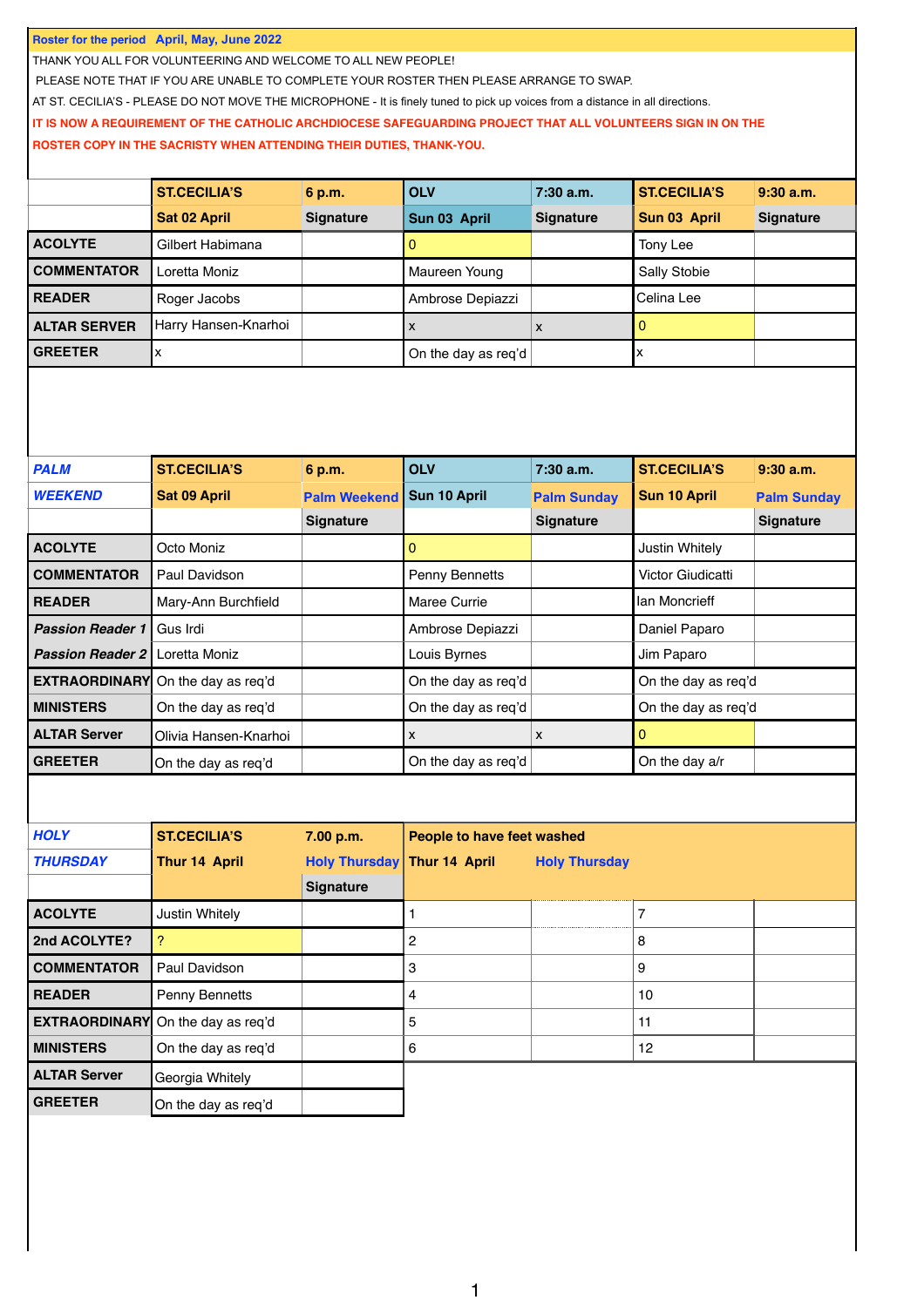Roster for the period April, May, June 2022

THANK YOU ALL FOR VOLUNTEERING AND WELCOME TO ALL NEW PEOPLE!

PLEASE NOTE THAT IF YOU ARE UNABLE TO COMPLETE YOUR ROSTER THEN PLEASE ARRANGE TO SWAP.

AT ST. CECILIA'S - PLEASE DO NOT MOVE THE MICROPHONE - It is finely tuned to pick up voices from a distance in all directions.

**IT IS NOW A REQUIREMENT OF THE CATHOLIC ARCHDIOCESE SAFEGUARDING PROJECT THAT ALL VOLUNTEERS SIGN IN ON THE ROSTER COPY IN THE SACRISTY WHEN ATTENDING THEIR DUTIES, THANK-YOU.**

| | ST.CECILIA'S | 6 p.m. | OLV | 7:30 a.m. | ST.CECILIA'S | 9:30 a.m. |
|---|---|---|---|---|---|---|
| | Sat 02 April | Signature | Sun 03 April | Signature | Sun 03 April | Signature |
| ACOLYTE | Gilbert Habimana | | 0 | | Tony Lee | |
| COMMENTATOR | Loretta Moniz | | Maureen Young | | Sally Stobie | |
| READER | Roger Jacobs | | Ambrose Depiazzi | | Celina Lee | |
| ALTAR SERVER | Harry Hansen-Knarhoi | | x | x | 0 | |
| GREETER | x | | On the day as req'd | | x | |

| *PALM* | ST.CECILIA'S | 6 p.m. | OLV | 7:30 a.m. | ST.CECILIA'S | 9:30 a.m. |
|---|---|---|---|---|---|---|
| *WEEKEND* | Sat 09 April | Palm Weekend | Sun 10 April | Palm Sunday | Sun 10 April | Palm Sunday |
| | | Signature | | Signature | | Signature |
| ACOLYTE | Octo Moniz | | 0 | | Justin Whitely | |
| COMMENTATOR | Paul Davidson | | Penny Bennetts | | Victor Giudicatti | |
| READER | Mary-Ann Burchfield | | Maree Currie | | Ian Moncrieff | |
| *Passion Reader 1* | Gus Irdi | | Ambrose Depiazzi | | Daniel Paparo | |
| *Passion Reader 2* | Loretta Moniz | | Louis Byrnes | | Jim Paparo | |
| EXTRAORDINARY | On the day as req'd | | On the day as req'd | | On the day as req'd | |
| MINISTERS | On the day as req'd | | On the day as req'd | | On the day as req'd | |
| ALTAR Server | Olivia Hansen-Knarhoi | | x | x | 0 | |
| GREETER | On the day as req'd | | On the day as req'd | | On the day a/r | |

| *HOLY* | ST.CECILIA'S | 7.00 p.m. | People to have feet washed | | | |
|---|---|---|---|---|---|---|
| *THURSDAY* | Thur 14 April | Holy Thursday | Thur 14 April | Holy Thursday | | |
| | | Signature | | | | |
| ACOLYTE | Justin Whitely | | 1 | | 7 | |
| 2nd ACOLYTE? | ? | | 2 | | 8 | |
| COMMENTATOR | Paul Davidson | | 3 | | 9 | |
| READER | Penny Bennetts | | 4 | | 10 | |
| EXTRAORDINARY | On the day as req'd | | 5 | | 11 | |
| MINISTERS | On the day as req'd | | 6 | | 12 | |
| ALTAR Server | Georgia Whitely | | | | | |
| GREETER | On the day as req'd | | | | | |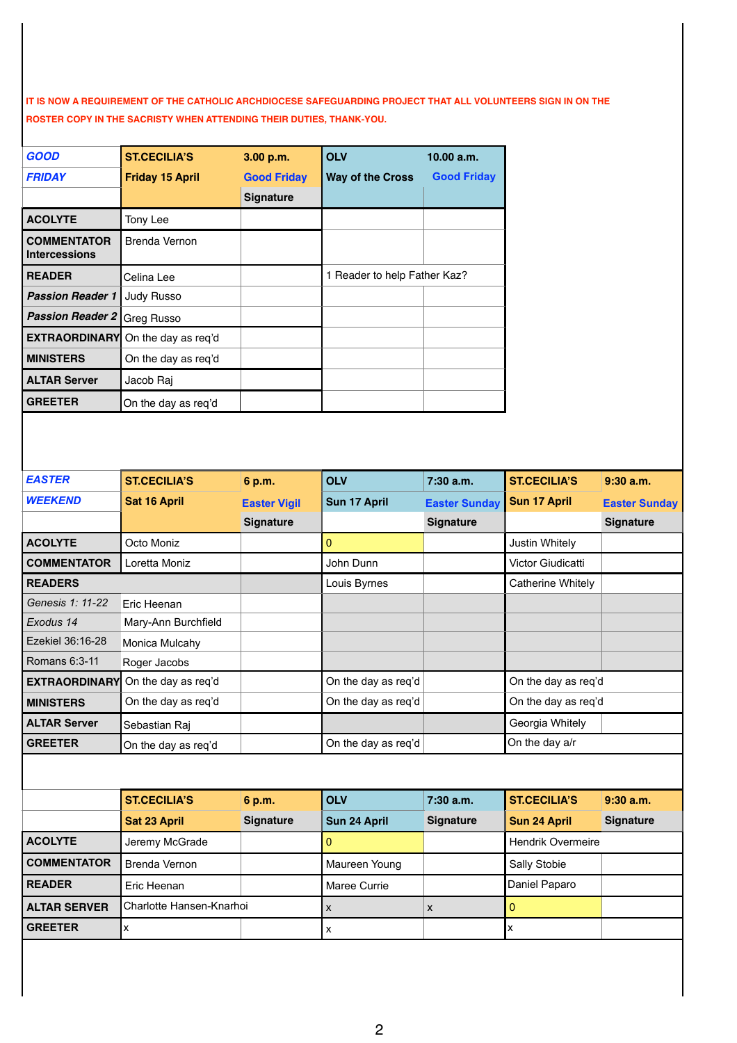**IT IS NOW A REQUIREMENT OF THE CATHOLIC ARCHDIOCESE SAFEGUARDING PROJECT THAT ALL VOLUNTEERS SIGN IN ON THE ROSTER COPY IN THE SACRISTY WHEN ATTENDING THEIR DUTIES, THANK-YOU.**

| ***GOOD FRIDAY*** | **ST.CECILIA'S Friday 15 April** | **3.00 p.m. Good Friday** | **OLV Way of the Cross** | **10.00 a.m. Good Friday** |
|---|---|---|---|---|
| | | **Signature** | | |
| **ACOLYTE** | Tony Lee | | | |
| **COMMENTATOR Intercessions** | Brenda Vernon | | | |
| **READER** | Celina Lee | | 1 Reader to help Father Kaz? | |
| ***Passion Reader 1*** | Judy Russo | | | |
| ***Passion Reader 2*** | Greg Russo | | | |
| **EXTRAORDINARY** | On the day as req'd | | | |
| **MINISTERS** | On the day as req'd | | | |
| **ALTAR Server** | Jacob Raj | | | |
| **GREETER** | On the day as req'd | | | |

| ***EASTER WEEKEND*** | **ST.CECILIA'S Sat 16 April** | **6 p.m. Easter Vigil** | **OLV Sun 17 April** | **7:30 a.m. Easter Sunday** | **ST.CECILIA'S Sun 17 April** | **9:30 a.m. Easter Sunday** |
|---|---|---|---|---|---|---|
| | | **Signature** | | **Signature** | | **Signature** |
| **ACOLYTE** | Octo Moniz | | 0 | | Justin Whitely | |
| **COMMENTATOR** | Loretta Moniz | | John Dunn | | Victor Giudicatti | |
| **READERS** | | | Louis Byrnes | | Catherine Whitely | |
| *Genesis 1: 11-22* | Eric Heenan | | | | | |
| *Exodus 14* | Mary-Ann Burchfield | | | | | |
| Ezekiel 36:16-28 | Monica Mulcahy | | | | | |
| Romans 6:3-11 | Roger Jacobs | | | | | |
| **EXTRAORDINARY** | On the day as req'd | | On the day as req'd | | On the day as req'd | |
| **MINISTERS** | On the day as req'd | | On the day as req'd | | On the day as req'd | |
| **ALTAR Server** | Sebastian Raj | | | | Georgia Whitely | |
| **GREETER** | On the day as req'd | | On the day as req'd | | On the day a/r | |

| | **ST.CECILIA'S Sat 23 April** | **6 p.m.** | **OLV Sun 24 April** | **7:30 a.m.** | **ST.CECILIA'S Sun 24 April** | **9:30 a.m.** |
|---|---|---|---|---|---|---|
| | | **Signature** | | **Signature** | | **Signature** |
| **ACOLYTE** | Jeremy McGrade | | 0 | | Hendrik Overmeire | |
| **COMMENTATOR** | Brenda Vernon | | Maureen Young | | Sally Stobie | |
| **READER** | Eric Heenan | | Maree Currie | | Daniel Paparo | |
| **ALTAR SERVER** | Charlotte Hansen-Knarhoi | | x | x | 0 | |
| **GREETER** | x | | x | | x | |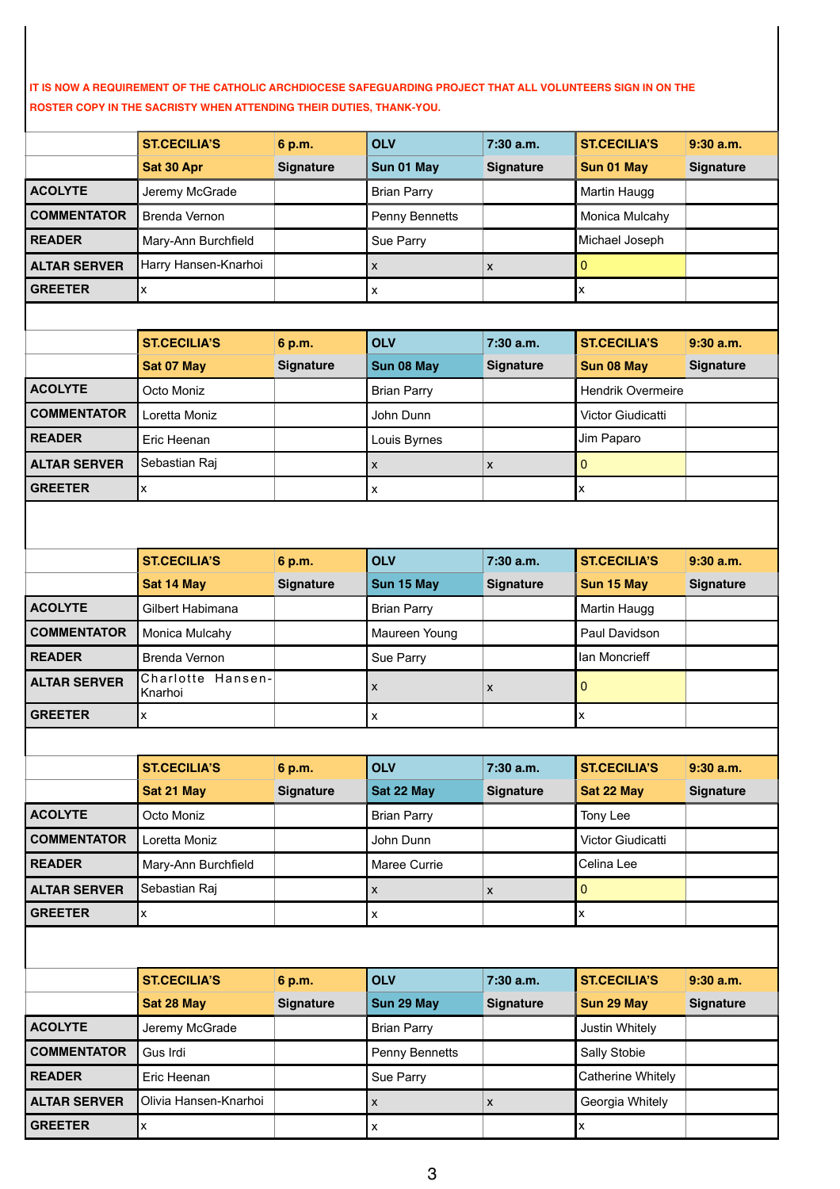**IT IS NOW A REQUIREMENT OF THE CATHOLIC ARCHDIOCESE SAFEGUARDING PROJECT THAT ALL VOLUNTEERS SIGN IN ON THE ROSTER COPY IN THE SACRISTY WHEN ATTENDING THEIR DUTIES, THANK-YOU.**

| | ST.CECILIA'S | 6 p.m. | OLV | 7:30 a.m. | ST.CECILIA'S | 9:30 a.m. |
|---|---|---|---|---|---|---|
| | Sat 30 Apr | Signature | Sun 01 May | Signature | Sun 01 May | Signature |
| ACOLYTE | Jeremy McGrade | | Brian Parry | | Martin Haugg | |
| COMMENTATOR | Brenda Vernon | | Penny Bennetts | | Monica Mulcahy | |
| READER | Mary-Ann Burchfield | | Sue Parry | | Michael Joseph | |
| ALTAR SERVER | Harry Hansen-Knarhoi | | x | x | 0 | |
| GREETER | x | | x | | x | |

| | ST.CECILIA'S | 6 p.m. | OLV | 7:30 a.m. | ST.CECILIA'S | 9:30 a.m. |
|---|---|---|---|---|---|---|
| | Sat 07 May | Signature | Sun 08 May | Signature | Sun 08 May | Signature |
| ACOLYTE | Octo Moniz | | Brian Parry | | Hendrik Overmeire | |
| COMMENTATOR | Loretta Moniz | | John Dunn | | Victor Giudicatti | |
| READER | Eric Heenan | | Louis Byrnes | | Jim Paparo | |
| ALTAR SERVER | Sebastian Raj | | x | x | 0 | |
| GREETER | x | | x | | x | |

| | ST.CECILIA'S | 6 p.m. | OLV | 7:30 a.m. | ST.CECILIA'S | 9:30 a.m. |
|---|---|---|---|---|---|---|
| | Sat 14 May | Signature | Sun 15 May | Signature | Sun 15 May | Signature |
| ACOLYTE | Gilbert Habimana | | Brian Parry | | Martin Haugg | |
| COMMENTATOR | Monica Mulcahy | | Maureen Young | | Paul Davidson | |
| READER | Brenda Vernon | | Sue Parry | | Ian Moncrieff | |
| ALTAR SERVER | Charlotte Hansen-Knarhoi | | x | x | 0 | |
| GREETER | x | | x | | x | |

| | ST.CECILIA'S | 6 p.m. | OLV | 7:30 a.m. | ST.CECILIA'S | 9:30 a.m. |
|---|---|---|---|---|---|---|
| | Sat 21 May | Signature | Sat 22 May | Signature | Sat 22 May | Signature |
| ACOLYTE | Octo Moniz | | Brian Parry | | Tony Lee | |
| COMMENTATOR | Loretta Moniz | | John Dunn | | Victor Giudicatti | |
| READER | Mary-Ann Burchfield | | Maree Currie | | Celina Lee | |
| ALTAR SERVER | Sebastian Raj | | x | x | 0 | |
| GREETER | x | | x | | x | |

| | ST.CECILIA'S | 6 p.m. | OLV | 7:30 a.m. | ST.CECILIA'S | 9:30 a.m. |
|---|---|---|---|---|---|---|
| | Sat 28 May | Signature | Sun 29 May | Signature | Sun 29 May | Signature |
| ACOLYTE | Jeremy McGrade | | Brian Parry | | Justin Whitely | |
| COMMENTATOR | Gus Irdi | | Penny Bennetts | | Sally Stobie | |
| READER | Eric Heenan | | Sue Parry | | Catherine Whitely | |
| ALTAR SERVER | Olivia Hansen-Knarhoi | | x | x | Georgia Whitely | |
| GREETER | x | | x | | x | |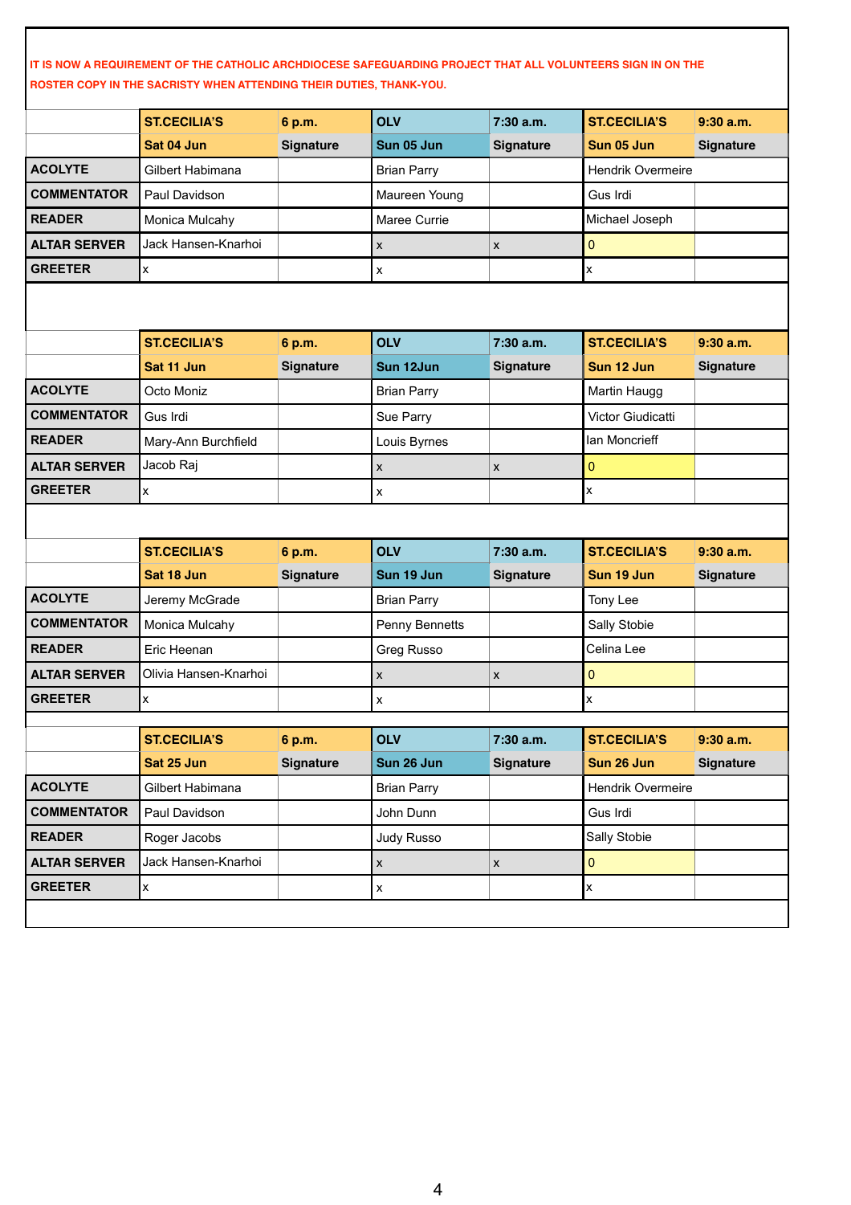**IT IS NOW A REQUIREMENT OF THE CATHOLIC ARCHDIOCESE SAFEGUARDING PROJECT THAT ALL VOLUNTEERS SIGN IN ON THE ROSTER COPY IN THE SACRISTY WHEN ATTENDING THEIR DUTIES, THANK-YOU.**

| | ST.CECILIA'S | 6 p.m. | OLV | 7:30 a.m. | ST.CECILIA'S | 9:30 a.m. |
|---|---|---|---|---|---|---|
| | Sat 04 Jun | Signature | Sun 05 Jun | Signature | Sun 05 Jun | Signature |
| ACOLYTE | Gilbert Habimana | | Brian Parry | | Hendrik Overmeire | |
| COMMENTATOR | Paul Davidson | | Maureen Young | | Gus Irdi | |
| READER | Monica Mulcahy | | Maree Currie | | Michael Joseph | |
| ALTAR SERVER | Jack Hansen-Knarhoi | | x | x | 0 | |
| GREETER | x | | x | | x | |

| | ST.CECILIA'S | 6 p.m. | OLV | 7:30 a.m. | ST.CECILIA'S | 9:30 a.m. |
|---|---|---|---|---|---|---|
| | Sat 11 Jun | Signature | Sun 12Jun | Signature | Sun 12 Jun | Signature |
| ACOLYTE | Octo Moniz | | Brian Parry | | Martin Haugg | |
| COMMENTATOR | Gus Irdi | | Sue Parry | | Victor Giudicatti | |
| READER | Mary-Ann Burchfield | | Louis Byrnes | | Ian Moncrieff | |
| ALTAR SERVER | Jacob Raj | | x | x | 0 | |
| GREETER | x | | x | | x | |

| | ST.CECILIA'S | 6 p.m. | OLV | 7:30 a.m. | ST.CECILIA'S | 9:30 a.m. |
|---|---|---|---|---|---|---|
| | Sat 18 Jun | Signature | Sun 19 Jun | Signature | Sun 19 Jun | Signature |
| ACOLYTE | Jeremy McGrade | | Brian Parry | | Tony Lee | |
| COMMENTATOR | Monica Mulcahy | | Penny Bennetts | | Sally Stobie | |
| READER | Eric Heenan | | Greg Russo | | Celina Lee | |
| ALTAR SERVER | Olivia Hansen-Knarhoi | | x | x | 0 | |
| GREETER | x | | x | | x | |

| | ST.CECILIA'S | 6 p.m. | OLV | 7:30 a.m. | ST.CECILIA'S | 9:30 a.m. |
|---|---|---|---|---|---|---|
| | Sat 25 Jun | Signature | Sun 26 Jun | Signature | Sun 26 Jun | Signature |
| ACOLYTE | Gilbert Habimana | | Brian Parry | | Hendrik Overmeire | |
| COMMENTATOR | Paul Davidson | | John Dunn | | Gus Irdi | |
| READER | Roger Jacobs | | Judy Russo | | Sally Stobie | |
| ALTAR SERVER | Jack Hansen-Knarhoi | | x | x | 0 | |
| GREETER | x | | x | | x | |